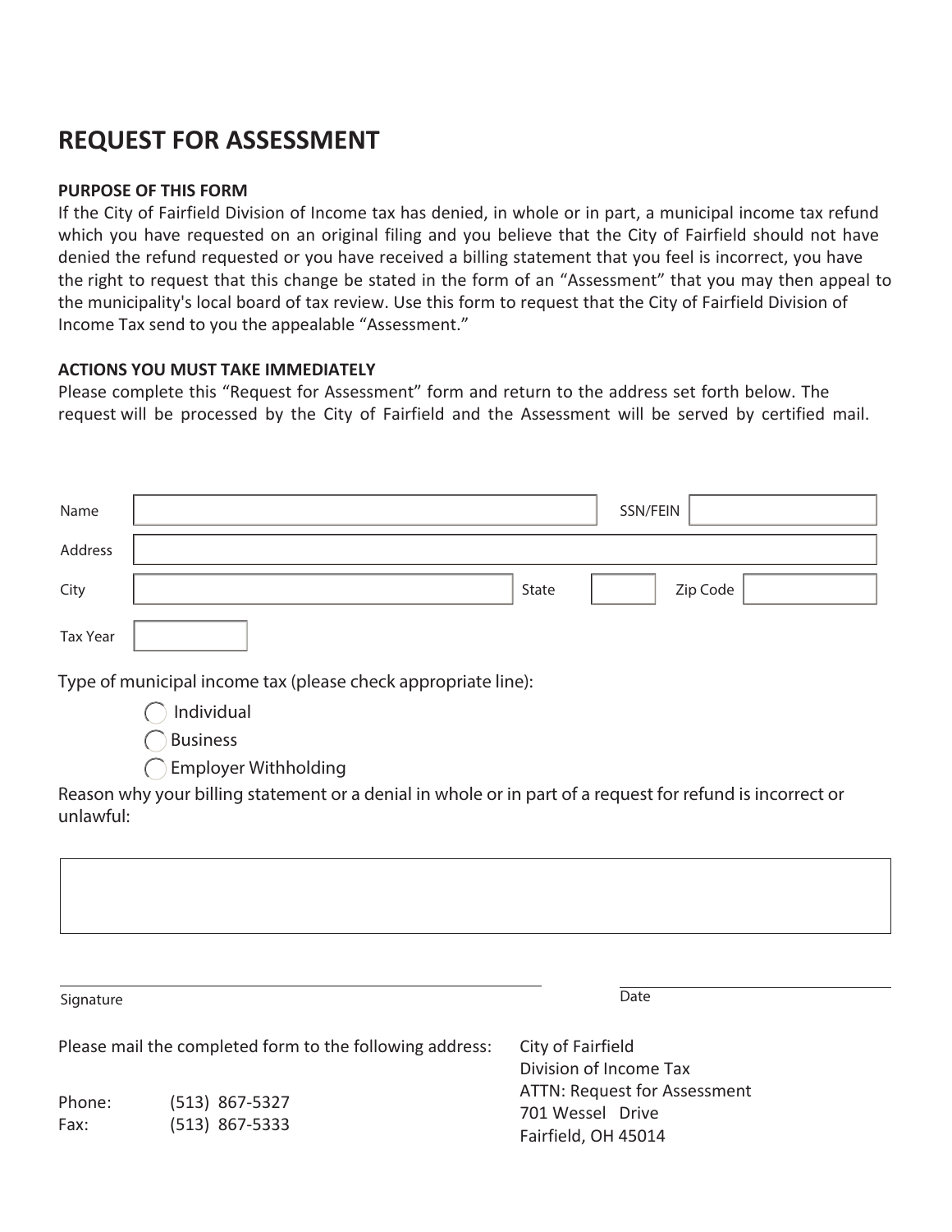# REQUEST FOR ASSESSMENT

**PURPOSE OF THIS FORM**

If the City of Fairfield Division of Income tax has denied, in whole or in part, a municipal income tax refund which you have requested on an original filing and you believe that the City of Fairfield should not have denied the refund requested or you have received a billing statement that you feel is incorrect, you have the right to request that this change be stated in the form of an "Assessment" that you may then appeal to the municipality's local board of tax review. Use this form to request that the City of Fairfield Division of Income Tax send to you the appealable "Assessment."

**ACTIONS YOU MUST TAKE IMMEDIATELY**

Please complete this "Request for Assessment" form and return to the address set forth below. The request will be processed by the City of Fairfield and the Assessment will be served by certified mail.

Name ______________________ SSN/FEIN ______________

Address ______________________________________________

City ______________________ State ______ Zip Code ______________

Tax Year ______________

Type of municipal income tax (please check appropriate line):

- ◯ Individual
- ◯ Business
- ◯ Employer Withholding

Reason why your billing statement or a denial in whole or in part of a request for refund is incorrect or unlawful:

______________________________________________

______________________________________________ ______________________
Signature Date

Please mail the completed form to the following address:

City of Fairfield
Division of Income Tax
ATTN: Request for Assessment
701 Wessel Drive
Fairfield, OH 45014

Phone: (513) 867-5327
Fax: (513) 867-5333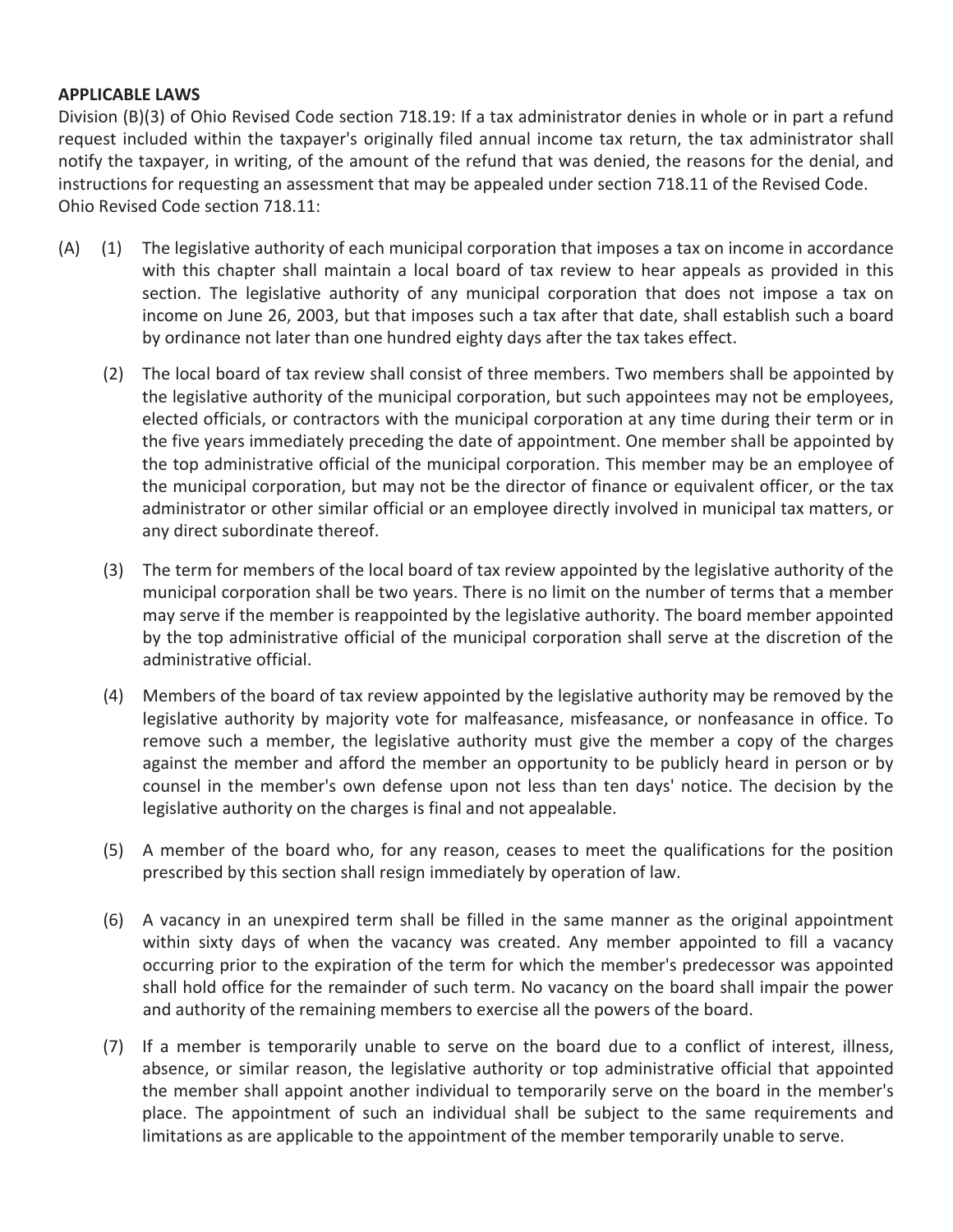**APPLICABLE LAWS**

Division (B)(3) of Ohio Revised Code section 718.19: If a tax administrator denies in whole or in part a refund request included within the taxpayer's originally filed annual income tax return, the tax administrator shall notify the taxpayer, in writing, of the amount of the refund that was denied, the reasons for the denial, and instructions for requesting an assessment that may be appealed under section 718.11 of the Revised Code.

Ohio Revised Code section 718.11:

(A) (1) The legislative authority of each municipal corporation that imposes a tax on income in accordance with this chapter shall maintain a local board of tax review to hear appeals as provided in this section. The legislative authority of any municipal corporation that does not impose a tax on income on June 26, 2003, but that imposes such a tax after that date, shall establish such a board by ordinance not later than one hundred eighty days after the tax takes effect.

(2) The local board of tax review shall consist of three members. Two members shall be appointed by the legislative authority of the municipal corporation, but such appointees may not be employees, elected officials, or contractors with the municipal corporation at any time during their term or in the five years immediately preceding the date of appointment. One member shall be appointed by the top administrative official of the municipal corporation. This member may be an employee of the municipal corporation, but may not be the director of finance or equivalent officer, or the tax administrator or other similar official or an employee directly involved in municipal tax matters, or any direct subordinate thereof.

(3) The term for members of the local board of tax review appointed by the legislative authority of the municipal corporation shall be two years. There is no limit on the number of terms that a member may serve if the member is reappointed by the legislative authority. The board member appointed by the top administrative official of the municipal corporation shall serve at the discretion of the administrative official.

(4) Members of the board of tax review appointed by the legislative authority may be removed by the legislative authority by majority vote for malfeasance, misfeasance, or nonfeasance in office. To remove such a member, the legislative authority must give the member a copy of the charges against the member and afford the member an opportunity to be publicly heard in person or by counsel in the member's own defense upon not less than ten days' notice. The decision by the legislative authority on the charges is final and not appealable.

(5) A member of the board who, for any reason, ceases to meet the qualifications for the position prescribed by this section shall resign immediately by operation of law.

(6) A vacancy in an unexpired term shall be filled in the same manner as the original appointment within sixty days of when the vacancy was created. Any member appointed to fill a vacancy occurring prior to the expiration of the term for which the member's predecessor was appointed shall hold office for the remainder of such term. No vacancy on the board shall impair the power and authority of the remaining members to exercise all the powers of the board.

(7) If a member is temporarily unable to serve on the board due to a conflict of interest, illness, absence, or similar reason, the legislative authority or top administrative official that appointed the member shall appoint another individual to temporarily serve on the board in the member's place. The appointment of such an individual shall be subject to the same requirements and limitations as are applicable to the appointment of the member temporarily unable to serve.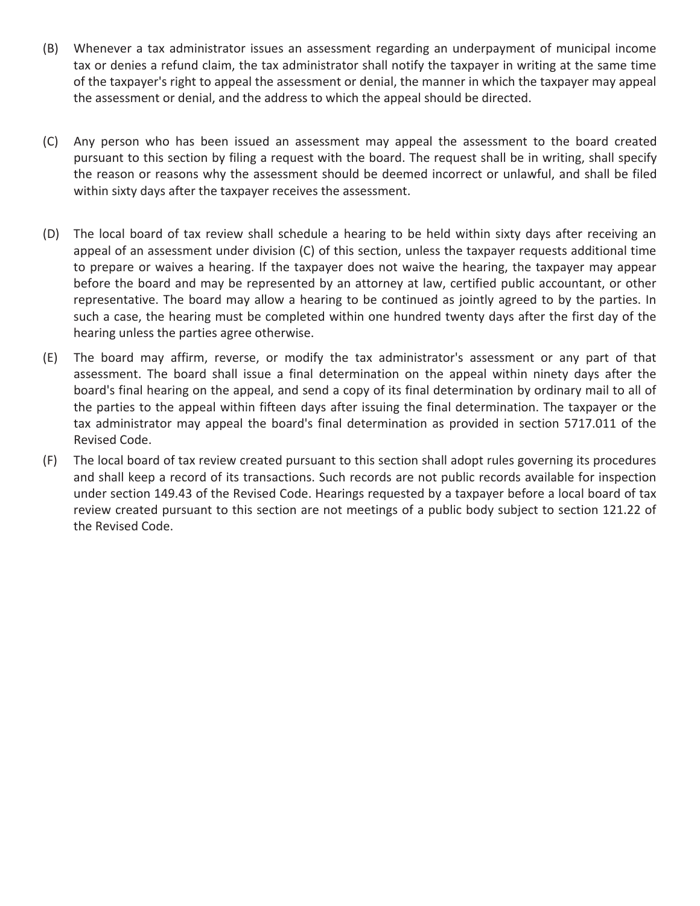(B) Whenever a tax administrator issues an assessment regarding an underpayment of municipal income tax or denies a refund claim, the tax administrator shall notify the taxpayer in writing at the same time of the taxpayer's right to appeal the assessment or denial, the manner in which the taxpayer may appeal the assessment or denial, and the address to which the appeal should be directed.

(C) Any person who has been issued an assessment may appeal the assessment to the board created pursuant to this section by filing a request with the board. The request shall be in writing, shall specify the reason or reasons why the assessment should be deemed incorrect or unlawful, and shall be filed within sixty days after the taxpayer receives the assessment.

(D) The local board of tax review shall schedule a hearing to be held within sixty days after receiving an appeal of an assessment under division (C) of this section, unless the taxpayer requests additional time to prepare or waives a hearing. If the taxpayer does not waive the hearing, the taxpayer may appear before the board and may be represented by an attorney at law, certified public accountant, or other representative. The board may allow a hearing to be continued as jointly agreed to by the parties. In such a case, the hearing must be completed within one hundred twenty days after the first day of the hearing unless the parties agree otherwise.

(E) The board may affirm, reverse, or modify the tax administrator's assessment or any part of that assessment. The board shall issue a final determination on the appeal within ninety days after the board's final hearing on the appeal, and send a copy of its final determination by ordinary mail to all of the parties to the appeal within fifteen days after issuing the final determination. The taxpayer or the tax administrator may appeal the board's final determination as provided in section 5717.011 of the Revised Code.

(F) The local board of tax review created pursuant to this section shall adopt rules governing its procedures and shall keep a record of its transactions. Such records are not public records available for inspection under section 149.43 of the Revised Code. Hearings requested by a taxpayer before a local board of tax review created pursuant to this section are not meetings of a public body subject to section 121.22 of the Revised Code.